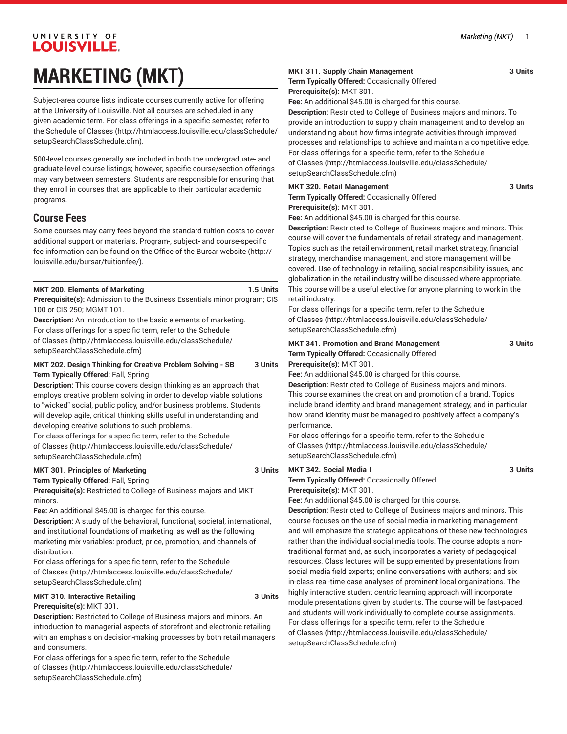# MARKETING (MKT)

Subject-area course lists indicate courses currently active for offering at the University of Louisville. Not all courses are scheduled in any given academic term. For class offerings in a specific semester, refer to the Schedule of Classes (http://htmlaccess.louisville.edu/classSchedule/setupSearchClassSchedule.cfm).

500-level courses generally are included in both the undergraduate- and graduate-level course listings; however, specific course/section offerings may vary between semesters. Students are responsible for ensuring that they enroll in courses that are applicable to their particular academic programs.

## Course Fees

Some courses may carry fees beyond the standard tuition costs to cover additional support or materials. Program-, subject- and course-specific fee information can be found on the Office of the Bursar website (http://louisville.edu/bursar/tuitionfee/).

**MKT 200. Elements of Marketing** **1.5 Units**
**Prerequisite(s):** Admission to the Business Essentials minor program; CIS 100 or CIS 250; MGMT 101.
**Description:** An introduction to the basic elements of marketing.
For class offerings for a specific term, refer to the Schedule of Classes (http://htmlaccess.louisville.edu/classSchedule/setupSearchClassSchedule.cfm)

**MKT 202. Design Thinking for Creative Problem Solving - SB** **3 Units**
**Term Typically Offered:** Fall, Spring
**Description:** This course covers design thinking as an approach that employs creative problem solving in order to develop viable solutions to "wicked" social, public policy, and/or business problems. Students will develop agile, critical thinking skills useful in understanding and developing creative solutions to such problems.
For class offerings for a specific term, refer to the Schedule of Classes (http://htmlaccess.louisville.edu/classSchedule/setupSearchClassSchedule.cfm)

**MKT 301. Principles of Marketing** **3 Units**
**Term Typically Offered:** Fall, Spring
**Prerequisite(s):** Restricted to College of Business majors and MKT minors.
**Fee:** An additional $45.00 is charged for this course.
**Description:** A study of the behavioral, functional, societal, international, and institutional foundations of marketing, as well as the following marketing mix variables: product, price, promotion, and channels of distribution.
For class offerings for a specific term, refer to the Schedule of Classes (http://htmlaccess.louisville.edu/classSchedule/setupSearchClassSchedule.cfm)

**MKT 310. Interactive Retailing** **3 Units**
**Prerequisite(s):** MKT 301.
**Description:** Restricted to College of Business majors and minors. An introduction to managerial aspects of storefront and electronic retailing with an emphasis on decision-making processes by both retail managers and consumers.
For class offerings for a specific term, refer to the Schedule of Classes (http://htmlaccess.louisville.edu/classSchedule/setupSearchClassSchedule.cfm)

**MKT 311. Supply Chain Management** **3 Units**
**Term Typically Offered:** Occasionally Offered
**Prerequisite(s):** MKT 301.
**Fee:** An additional $45.00 is charged for this course.
**Description:** Restricted to College of Business majors and minors. To provide an introduction to supply chain management and to develop an understanding about how firms integrate activities through improved processes and relationships to achieve and maintain a competitive edge.
For class offerings for a specific term, refer to the Schedule of Classes (http://htmlaccess.louisville.edu/classSchedule/setupSearchClassSchedule.cfm)

**MKT 320. Retail Management** **3 Units**
**Term Typically Offered:** Occasionally Offered
**Prerequisite(s):** MKT 301.
**Fee:** An additional $45.00 is charged for this course.
**Description:** Restricted to College of Business majors and minors. This course will cover the fundamentals of retail strategy and management. Topics such as the retail environment, retail market strategy, financial strategy, merchandise management, and store management will be covered. Use of technology in retailing, social responsibility issues, and globalization in the retail industry will be discussed where appropriate. This course will be a useful elective for anyone planning to work in the retail industry.
For class offerings for a specific term, refer to the Schedule of Classes (http://htmlaccess.louisville.edu/classSchedule/setupSearchClassSchedule.cfm)

**MKT 341. Promotion and Brand Management** **3 Units**
**Term Typically Offered:** Occasionally Offered
**Prerequisite(s):** MKT 301.
**Fee:** An additional $45.00 is charged for this course.
**Description:** Restricted to College of Business majors and minors. This course examines the creation and promotion of a brand. Topics include brand identity and brand management strategy, and in particular how brand identity must be managed to positively affect a company's performance.
For class offerings for a specific term, refer to the Schedule of Classes (http://htmlaccess.louisville.edu/classSchedule/setupSearchClassSchedule.cfm)

**MKT 342. Social Media I** **3 Units**
**Term Typically Offered:** Occasionally Offered
**Prerequisite(s):** MKT 301.
**Fee:** An additional $45.00 is charged for this course.
**Description:** Restricted to College of Business majors and minors. This course focuses on the use of social media in marketing management and will emphasize the strategic applications of these new technologies rather than the individual social media tools. The course adopts a non-traditional format and, as such, incorporates a variety of pedagogical resources. Class lectures will be supplemented by presentations from social media field experts; online conversations with authors; and six in-class real-time case analyses of prominent local organizations. The highly interactive student centric learning approach will incorporate module presentations given by students. The course will be fast-paced, and students will work individually to complete course assignments.
For class offerings for a specific term, refer to the Schedule of Classes (http://htmlaccess.louisville.edu/classSchedule/setupSearchClassSchedule.cfm)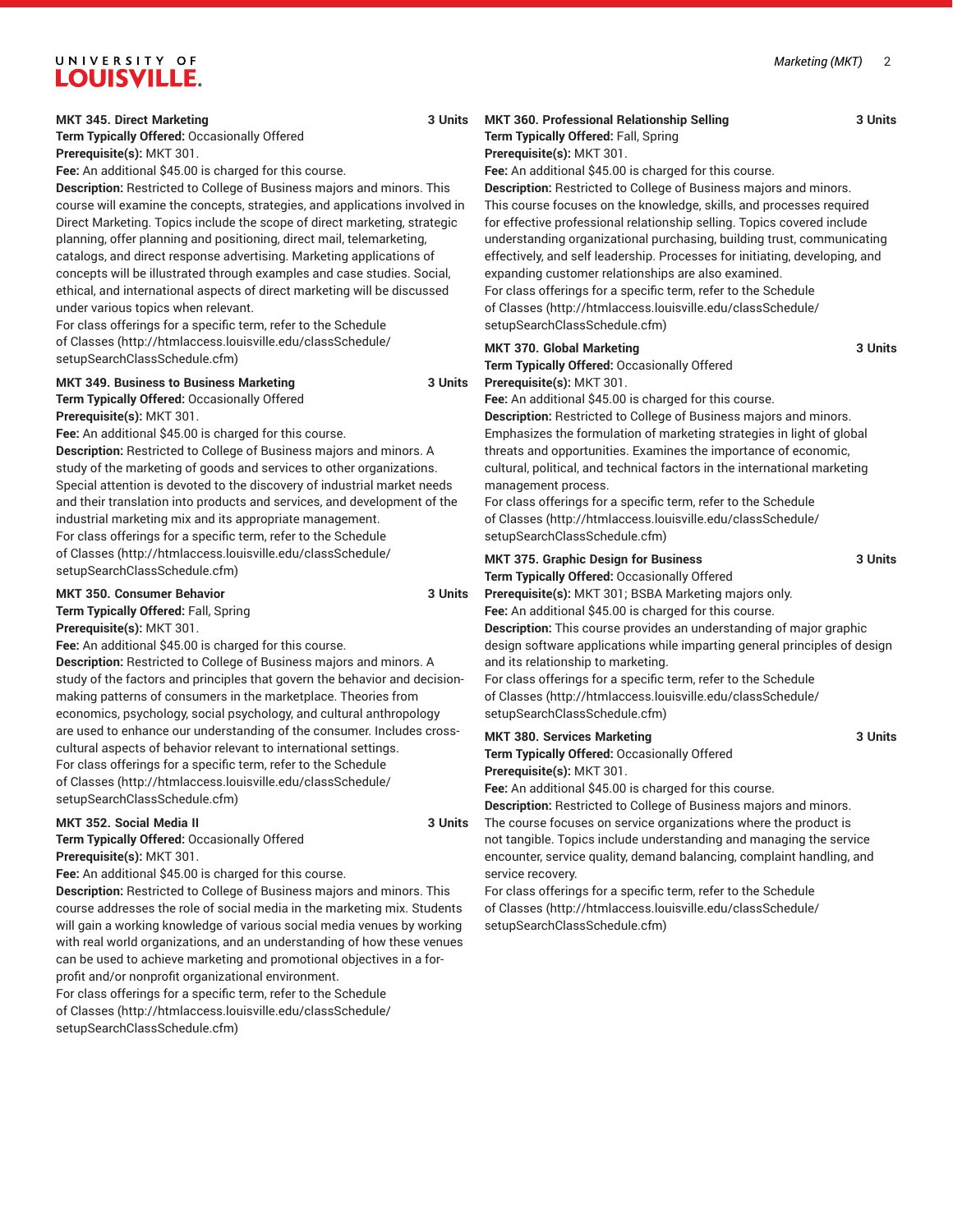**MKT 345. Direct Marketing** **3 Units**

**Term Typically Offered:** Occasionally Offered

**Prerequisite(s):** MKT 301.

**Fee:** An additional $45.00 is charged for this course.

**Description:** Restricted to College of Business majors and minors. This course will examine the concepts, strategies, and applications involved in Direct Marketing. Topics include the scope of direct marketing, strategic planning, offer planning and positioning, direct mail, telemarketing, catalogs, and direct response advertising. Marketing applications of concepts will be illustrated through examples and case studies. Social, ethical, and international aspects of direct marketing will be discussed under various topics when relevant.

For class offerings for a specific term, refer to the Schedule of Classes (http://htmlaccess.louisville.edu/classSchedule/setupSearchClassSchedule.cfm)

**MKT 349. Business to Business Marketing** **3 Units**

**Term Typically Offered:** Occasionally Offered

**Prerequisite(s):** MKT 301.

**Fee:** An additional $45.00 is charged for this course.

**Description:** Restricted to College of Business majors and minors. A study of the marketing of goods and services to other organizations. Special attention is devoted to the discovery of industrial market needs and their translation into products and services, and development of the industrial marketing mix and its appropriate management.

For class offerings for a specific term, refer to the Schedule of Classes (http://htmlaccess.louisville.edu/classSchedule/setupSearchClassSchedule.cfm)

**MKT 350. Consumer Behavior** **3 Units**

**Term Typically Offered:** Fall, Spring

**Prerequisite(s):** MKT 301.

**Fee:** An additional $45.00 is charged for this course.

**Description:** Restricted to College of Business majors and minors. A study of the factors and principles that govern the behavior and decision-making patterns of consumers in the marketplace. Theories from economics, psychology, social psychology, and cultural anthropology are used to enhance our understanding of the consumer. Includes cross-cultural aspects of behavior relevant to international settings.

For class offerings for a specific term, refer to the Schedule of Classes (http://htmlaccess.louisville.edu/classSchedule/setupSearchClassSchedule.cfm)

**MKT 352. Social Media II** **3 Units**

**Term Typically Offered:** Occasionally Offered

**Prerequisite(s):** MKT 301.

**Fee:** An additional $45.00 is charged for this course.

**Description:** Restricted to College of Business majors and minors. This course addresses the role of social media in the marketing mix. Students will gain a working knowledge of various social media venues by working with real world organizations, and an understanding of how these venues can be used to achieve marketing and promotional objectives in a for-profit and/or nonprofit organizational environment.

For class offerings for a specific term, refer to the Schedule of Classes (http://htmlaccess.louisville.edu/classSchedule/setupSearchClassSchedule.cfm)

**MKT 360. Professional Relationship Selling** **3 Units**

**Term Typically Offered:** Fall, Spring

**Prerequisite(s):** MKT 301.

**Fee:** An additional $45.00 is charged for this course.

**Description:** Restricted to College of Business majors and minors. This course focuses on the knowledge, skills, and processes required for effective professional relationship selling. Topics covered include understanding organizational purchasing, building trust, communicating effectively, and self leadership. Processes for initiating, developing, and expanding customer relationships are also examined.

For class offerings for a specific term, refer to the Schedule of Classes (http://htmlaccess.louisville.edu/classSchedule/setupSearchClassSchedule.cfm)

**MKT 370. Global Marketing** **3 Units**

**Term Typically Offered:** Occasionally Offered

**Prerequisite(s):** MKT 301.

**Fee:** An additional $45.00 is charged for this course.

**Description:** Restricted to College of Business majors and minors. Emphasizes the formulation of marketing strategies in light of global threats and opportunities. Examines the importance of economic, cultural, political, and technical factors in the international marketing management process.

For class offerings for a specific term, refer to the Schedule of Classes (http://htmlaccess.louisville.edu/classSchedule/setupSearchClassSchedule.cfm)

**MKT 375. Graphic Design for Business** **3 Units**

**Term Typically Offered:** Occasionally Offered

**Prerequisite(s):** MKT 301; BSBA Marketing majors only.

**Fee:** An additional $45.00 is charged for this course.

**Description:** This course provides an understanding of major graphic design software applications while imparting general principles of design and its relationship to marketing.

For class offerings for a specific term, refer to the Schedule of Classes (http://htmlaccess.louisville.edu/classSchedule/setupSearchClassSchedule.cfm)

**MKT 380. Services Marketing** **3 Units**

**Term Typically Offered:** Occasionally Offered

**Prerequisite(s):** MKT 301.

**Fee:** An additional $45.00 is charged for this course.

**Description:** Restricted to College of Business majors and minors. The course focuses on service organizations where the product is not tangible. Topics include understanding and managing the service encounter, service quality, demand balancing, complaint handling, and service recovery.

For class offerings for a specific term, refer to the Schedule of Classes (http://htmlaccess.louisville.edu/classSchedule/setupSearchClassSchedule.cfm)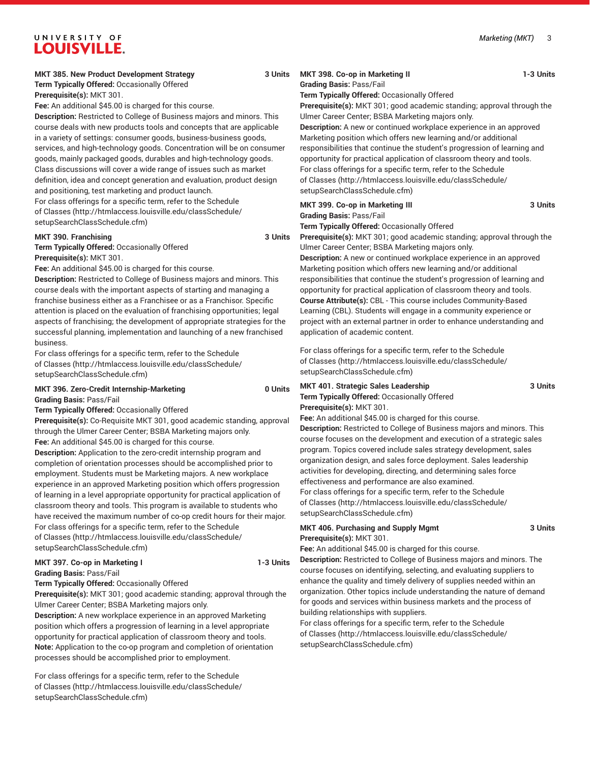**MKT 385. New Product Development Strategy** **3 Units**
**Term Typically Offered:** Occasionally Offered
**Prerequisite(s):** MKT 301.
**Fee:** An additional $45.00 is charged for this course.
**Description:** Restricted to College of Business majors and minors. This course deals with new products tools and concepts that are applicable in a variety of settings: consumer goods, business-business goods, services, and high-technology goods. Concentration will be on consumer goods, mainly packaged goods, durables and high-technology goods. Class discussions will cover a wide range of issues such as market definition, idea and concept generation and evaluation, product design and positioning, test marketing and product launch.
For class offerings for a specific term, refer to the Schedule of Classes (http://htmlaccess.louisville.edu/classSchedule/setupSearchClassSchedule.cfm)

**MKT 390. Franchising** **3 Units**
**Term Typically Offered:** Occasionally Offered
**Prerequisite(s):** MKT 301.
**Fee:** An additional $45.00 is charged for this course.
**Description:** Restricted to College of Business majors and minors. This course deals with the important aspects of starting and managing a franchise business either as a Franchisee or as a Franchisor. Specific attention is placed on the evaluation of franchising opportunities; legal aspects of franchising; the development of appropriate strategies for the successful planning, implementation and launching of a new franchised business.
For class offerings for a specific term, refer to the Schedule of Classes (http://htmlaccess.louisville.edu/classSchedule/setupSearchClassSchedule.cfm)

**MKT 396. Zero-Credit Internship-Marketing** **0 Units**
**Grading Basis:** Pass/Fail
**Term Typically Offered:** Occasionally Offered
**Prerequisite(s):** Co-Requisite MKT 301, good academic standing, approval through the Ulmer Career Center; BSBA Marketing majors only.
**Fee:** An additional $45.00 is charged for this course.
**Description:** Application to the zero-credit internship program and completion of orientation processes should be accomplished prior to employment. Students must be Marketing majors. A new workplace experience in an approved Marketing position which offers progression of learning in a level appropriate opportunity for practical application of classroom theory and tools. This program is available to students who have received the maximum number of co-op credit hours for their major.
For class offerings for a specific term, refer to the Schedule of Classes (http://htmlaccess.louisville.edu/classSchedule/setupSearchClassSchedule.cfm)

**MKT 397. Co-op in Marketing I** **1-3 Units**
**Grading Basis:** Pass/Fail
**Term Typically Offered:** Occasionally Offered
**Prerequisite(s):** MKT 301; good academic standing; approval through the Ulmer Career Center; BSBA Marketing majors only.
**Description:** A new workplace experience in an approved Marketing position which offers a progression of learning in a level appropriate opportunity for practical application of classroom theory and tools.
**Note:** Application to the co-op program and completion of orientation processes should be accomplished prior to employment.

For class offerings for a specific term, refer to the Schedule of Classes (http://htmlaccess.louisville.edu/classSchedule/setupSearchClassSchedule.cfm)

**MKT 398. Co-op in Marketing II** **1-3 Units**
**Grading Basis:** Pass/Fail
**Term Typically Offered:** Occasionally Offered
**Prerequisite(s):** MKT 301; good academic standing; approval through the Ulmer Career Center; BSBA Marketing majors only.
**Description:** A new or continued workplace experience in an approved Marketing position which offers new learning and/or additional responsibilities that continue the student's progression of learning and opportunity for practical application of classroom theory and tools.
For class offerings for a specific term, refer to the Schedule of Classes (http://htmlaccess.louisville.edu/classSchedule/setupSearchClassSchedule.cfm)

**MKT 399. Co-op in Marketing III** **3 Units**
**Grading Basis:** Pass/Fail
**Term Typically Offered:** Occasionally Offered
**Prerequisite(s):** MKT 301; good academic standing; approval through the Ulmer Career Center; BSBA Marketing majors only.
**Description:** A new or continued workplace experience in an approved Marketing position which offers new learning and/or additional responsibilities that continue the student's progression of learning and opportunity for practical application of classroom theory and tools.
**Course Attribute(s):** CBL - This course includes Community-Based Learning (CBL). Students will engage in a community experience or project with an external partner in order to enhance understanding and application of academic content.

For class offerings for a specific term, refer to the Schedule of Classes (http://htmlaccess.louisville.edu/classSchedule/setupSearchClassSchedule.cfm)

**MKT 401. Strategic Sales Leadership** **3 Units**
**Term Typically Offered:** Occasionally Offered
**Prerequisite(s):** MKT 301.
**Fee:** An additional $45.00 is charged for this course.
**Description:** Restricted to College of Business majors and minors. This course focuses on the development and execution of a strategic sales program. Topics covered include sales strategy development, sales organization design, and sales force deployment. Sales leadership activities for developing, directing, and determining sales force effectiveness and performance are also examined.
For class offerings for a specific term, refer to the Schedule of Classes (http://htmlaccess.louisville.edu/classSchedule/setupSearchClassSchedule.cfm)

**MKT 406. Purchasing and Supply Mgmt** **3 Units**
**Prerequisite(s):** MKT 301.
**Fee:** An additional $45.00 is charged for this course.
**Description:** Restricted to College of Business majors and minors. The course focuses on identifying, selecting, and evaluating suppliers to enhance the quality and timely delivery of supplies needed within an organization. Other topics include understanding the nature of demand for goods and services within business markets and the process of building relationships with suppliers.
For class offerings for a specific term, refer to the Schedule of Classes (http://htmlaccess.louisville.edu/classSchedule/setupSearchClassSchedule.cfm)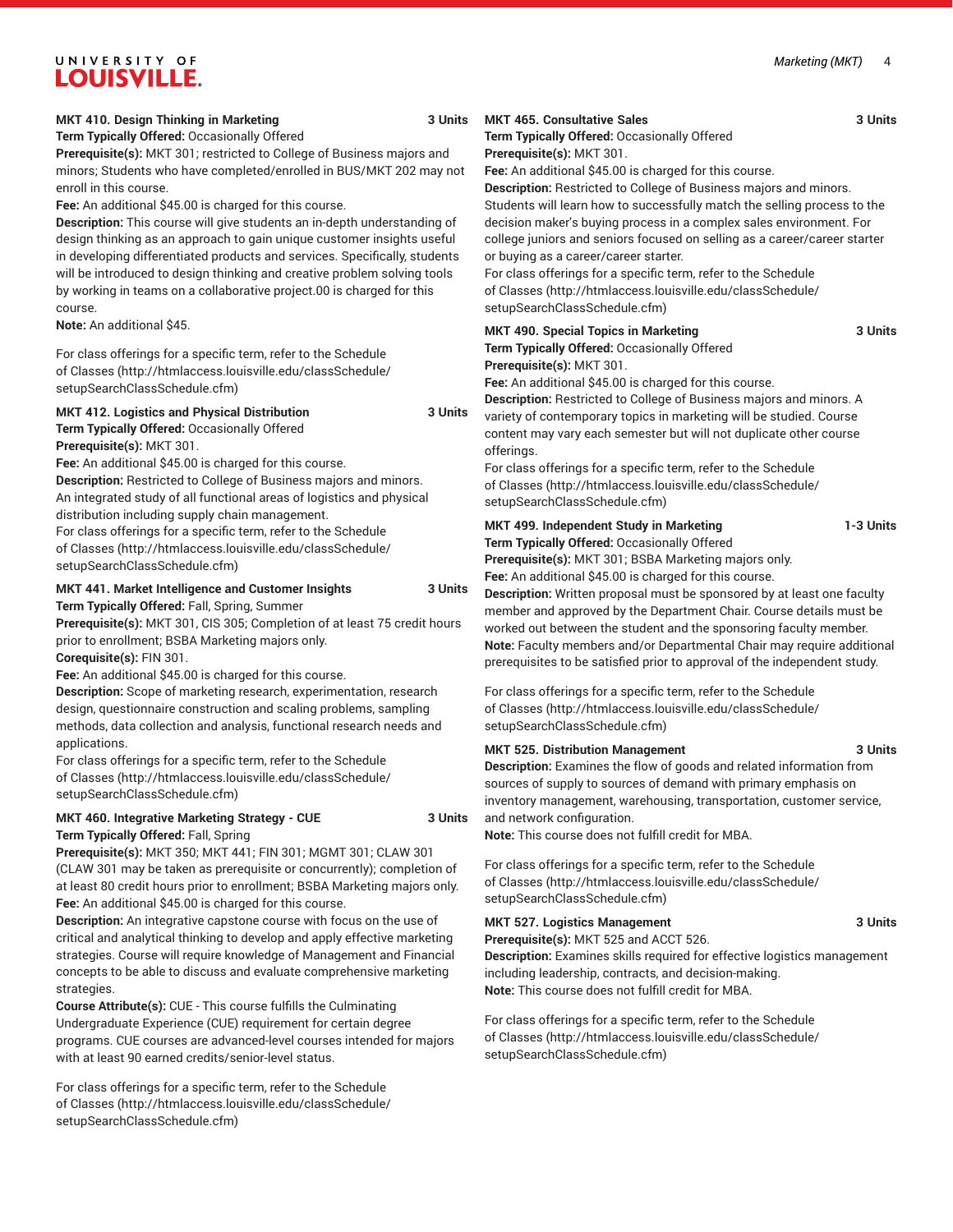**MKT 410. Design Thinking in Marketing** **3 Units**
**Term Typically Offered:** Occasionally Offered
**Prerequisite(s):** MKT 301; restricted to College of Business majors and minors; Students who have completed/enrolled in BUS/MKT 202 may not enroll in this course.
**Fee:** An additional $45.00 is charged for this course.
**Description:** This course will give students an in-depth understanding of design thinking as an approach to gain unique customer insights useful in developing differentiated products and services. Specifically, students will be introduced to design thinking and creative problem solving tools by working in teams on a collaborative project.00 is charged for this course.
**Note:** An additional $45.

For class offerings for a specific term, refer to the Schedule of Classes (http://htmlaccess.louisville.edu/classSchedule/setupSearchClassSchedule.cfm)

**MKT 412. Logistics and Physical Distribution** **3 Units**
**Term Typically Offered:** Occasionally Offered
**Prerequisite(s):** MKT 301.
**Fee:** An additional $45.00 is charged for this course.
**Description:** Restricted to College of Business majors and minors. An integrated study of all functional areas of logistics and physical distribution including supply chain management.
For class offerings for a specific term, refer to the Schedule of Classes (http://htmlaccess.louisville.edu/classSchedule/setupSearchClassSchedule.cfm)

**MKT 441. Market Intelligence and Customer Insights** **3 Units**
**Term Typically Offered:** Fall, Spring, Summer
**Prerequisite(s):** MKT 301, CIS 305; Completion of at least 75 credit hours prior to enrollment; BSBA Marketing majors only.
**Corequisite(s):** FIN 301.
**Fee:** An additional $45.00 is charged for this course.
**Description:** Scope of marketing research, experimentation, research design, questionnaire construction and scaling problems, sampling methods, data collection and analysis, functional research needs and applications.
For class offerings for a specific term, refer to the Schedule of Classes (http://htmlaccess.louisville.edu/classSchedule/setupSearchClassSchedule.cfm)

**MKT 460. Integrative Marketing Strategy - CUE** **3 Units**
**Term Typically Offered:** Fall, Spring
**Prerequisite(s):** MKT 350; MKT 441; FIN 301; MGMT 301; CLAW 301 (CLAW 301 may be taken as prerequisite or concurrently); completion of at least 80 credit hours prior to enrollment; BSBA Marketing majors only.
**Fee:** An additional $45.00 is charged for this course.
**Description:** An integrative capstone course with focus on the use of critical and analytical thinking to develop and apply effective marketing strategies. Course will require knowledge of Management and Financial concepts to be able to discuss and evaluate comprehensive marketing strategies.
**Course Attribute(s):** CUE - This course fulfills the Culminating Undergraduate Experience (CUE) requirement for certain degree programs. CUE courses are advanced-level courses intended for majors with at least 90 earned credits/senior-level status.

For class offerings for a specific term, refer to the Schedule of Classes (http://htmlaccess.louisville.edu/classSchedule/setupSearchClassSchedule.cfm)

**MKT 465. Consultative Sales** **3 Units**
**Term Typically Offered:** Occasionally Offered
**Prerequisite(s):** MKT 301.
**Fee:** An additional $45.00 is charged for this course.
**Description:** Restricted to College of Business majors and minors. Students will learn how to successfully match the selling process to the decision maker's buying process in a complex sales environment. For college juniors and seniors focused on selling as a career/career starter or buying as a career/career starter.
For class offerings for a specific term, refer to the Schedule of Classes (http://htmlaccess.louisville.edu/classSchedule/setupSearchClassSchedule.cfm)

**MKT 490. Special Topics in Marketing** **3 Units**
**Term Typically Offered:** Occasionally Offered
**Prerequisite(s):** MKT 301.
**Fee:** An additional $45.00 is charged for this course.
**Description:** Restricted to College of Business majors and minors. A variety of contemporary topics in marketing will be studied. Course content may vary each semester but will not duplicate other course offerings.
For class offerings for a specific term, refer to the Schedule of Classes (http://htmlaccess.louisville.edu/classSchedule/setupSearchClassSchedule.cfm)

**MKT 499. Independent Study in Marketing** **1-3 Units**
**Term Typically Offered:** Occasionally Offered
**Prerequisite(s):** MKT 301; BSBA Marketing majors only.
**Fee:** An additional $45.00 is charged for this course.
**Description:** Written proposal must be sponsored by at least one faculty member and approved by the Department Chair. Course details must be worked out between the student and the sponsoring faculty member.
**Note:** Faculty members and/or Departmental Chair may require additional prerequisites to be satisfied prior to approval of the independent study.

For class offerings for a specific term, refer to the Schedule of Classes (http://htmlaccess.louisville.edu/classSchedule/setupSearchClassSchedule.cfm)

**MKT 525. Distribution Management** **3 Units**
**Description:** Examines the flow of goods and related information from sources of supply to sources of demand with primary emphasis on inventory management, warehousing, transportation, customer service, and network configuration.
**Note:** This course does not fulfill credit for MBA.

For class offerings for a specific term, refer to the Schedule of Classes (http://htmlaccess.louisville.edu/classSchedule/setupSearchClassSchedule.cfm)

**MKT 527. Logistics Management** **3 Units**
**Prerequisite(s):** MKT 525 and ACCT 526.
**Description:** Examines skills required for effective logistics management including leadership, contracts, and decision-making.
**Note:** This course does not fulfill credit for MBA.

For class offerings for a specific term, refer to the Schedule of Classes (http://htmlaccess.louisville.edu/classSchedule/setupSearchClassSchedule.cfm)